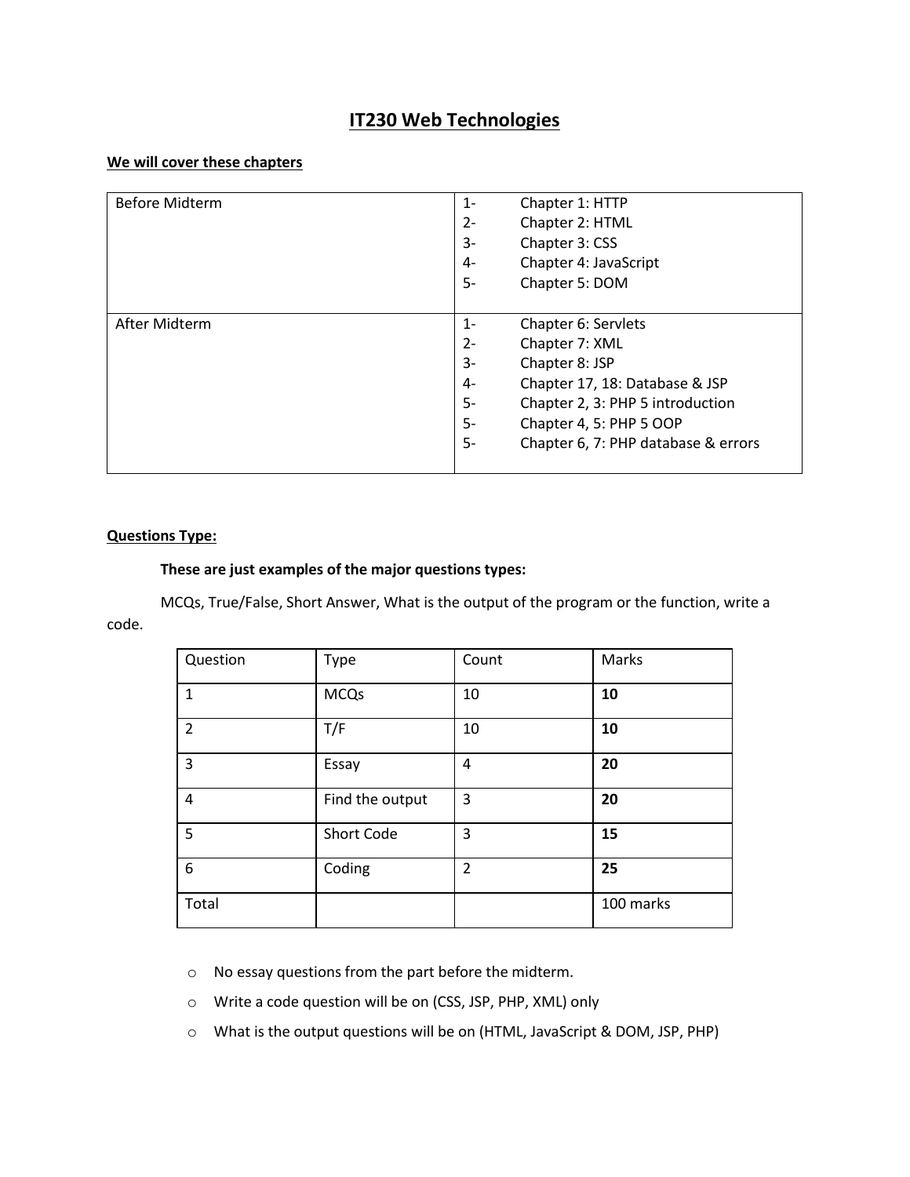# IT230 Web Technologies

**We will cover these chapters**

| Before Midterm | 1- Chapter 1: HTTP<br>2- Chapter 2: HTML<br>3- Chapter 3: CSS<br>4- Chapter 4: JavaScript<br>5- Chapter 5: DOM |
|---|---|
| After Midterm | 1- Chapter 6: Servlets<br>2- Chapter 7: XML<br>3- Chapter 8: JSP<br>4- Chapter 17, 18: Database & JSP<br>5- Chapter 2, 3: PHP 5 introduction<br>5- Chapter 4, 5: PHP 5 OOP<br>5- Chapter 6, 7: PHP database & errors |

**Questions Type:**

**These are just examples of the major questions types:**

MCQs, True/False, Short Answer, What is the output of the program or the function, write a code.

| Question | Type | Count | Marks |
|---|---|---|---|
| 1 | MCQs | 10 | **10** |
| 2 | T/F | 10 | **10** |
| 3 | Essay | 4 | **20** |
| 4 | Find the output | 3 | **20** |
| 5 | Short Code | 3 | **15** |
| 6 | Coding | 2 | **25** |
| Total | | | 100 marks |

- No essay questions from the part before the midterm.
- Write a code question will be on (CSS, JSP, PHP, XML) only
- What is the output questions will be on (HTML, JavaScript & DOM, JSP, PHP)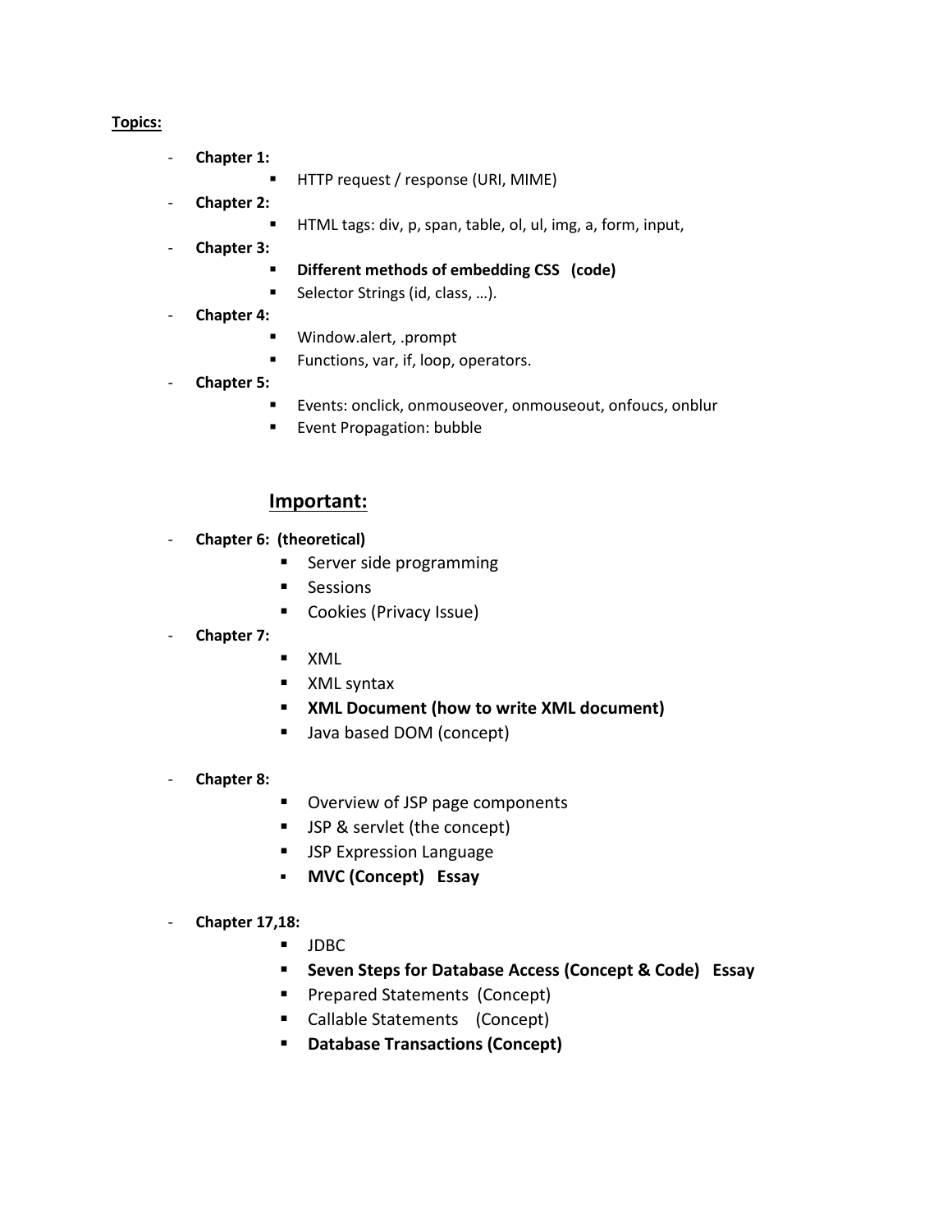**Topics:**

- **Chapter 1:**
  - HTTP request / response (URI, MIME)
- **Chapter 2:**
  - HTML tags: div, p, span, table, ol, ul, img, a, form, input,
- **Chapter 3:**
  - **Different methods of embedding CSS (code)**
  - Selector Strings (id, class, …).
- **Chapter 4:**
  - Window.alert, .prompt
  - Functions, var, if, loop, operators.
- **Chapter 5:**
  - Events: onclick, onmouseover, onmouseout, onfoucs, onblur
  - Event Propagation: bubble

## Important:

- **Chapter 6: (theoretical)**
  - Server side programming
  - Sessions
  - Cookies (Privacy Issue)
- **Chapter 7:**
  - XML
  - XML syntax
  - **XML Document (how to write XML document)**
  - Java based DOM (concept)
- **Chapter 8:**
  - Overview of JSP page components
  - JSP & servlet (the concept)
  - JSP Expression Language
  - **MVC (Concept) Essay**
- **Chapter 17,18:**
  - JDBC
  - **Seven Steps for Database Access (Concept & Code) Essay**
  - Prepared Statements (Concept)
  - Callable Statements (Concept)
  - **Database Transactions (Concept)**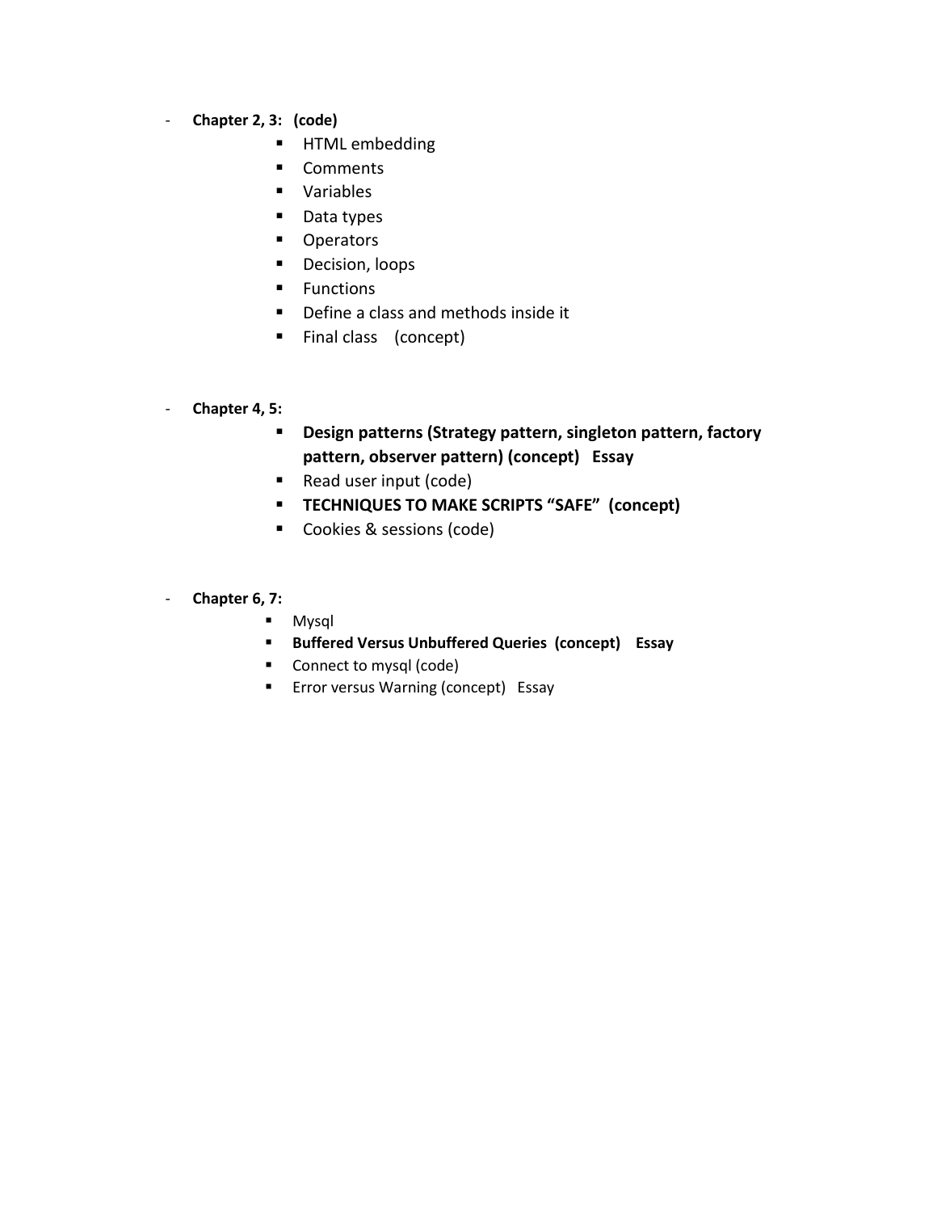- **Chapter 2, 3: (code)**
  - HTML embedding
  - Comments
  - Variables
  - Data types
  - Operators
  - Decision, loops
  - Functions
  - Define a class and methods inside it
  - Final class (concept)

- **Chapter 4, 5:**
  - **Design patterns (Strategy pattern, singleton pattern, factory pattern, observer pattern) (concept) Essay**
  - Read user input (code)
  - **TECHNIQUES TO MAKE SCRIPTS "SAFE" (concept)**
  - Cookies & sessions (code)

- **Chapter 6, 7:**
  - Mysql
  - **Buffered Versus Unbuffered Queries (concept) Essay**
  - Connect to mysql (code)
  - Error versus Warning (concept) Essay